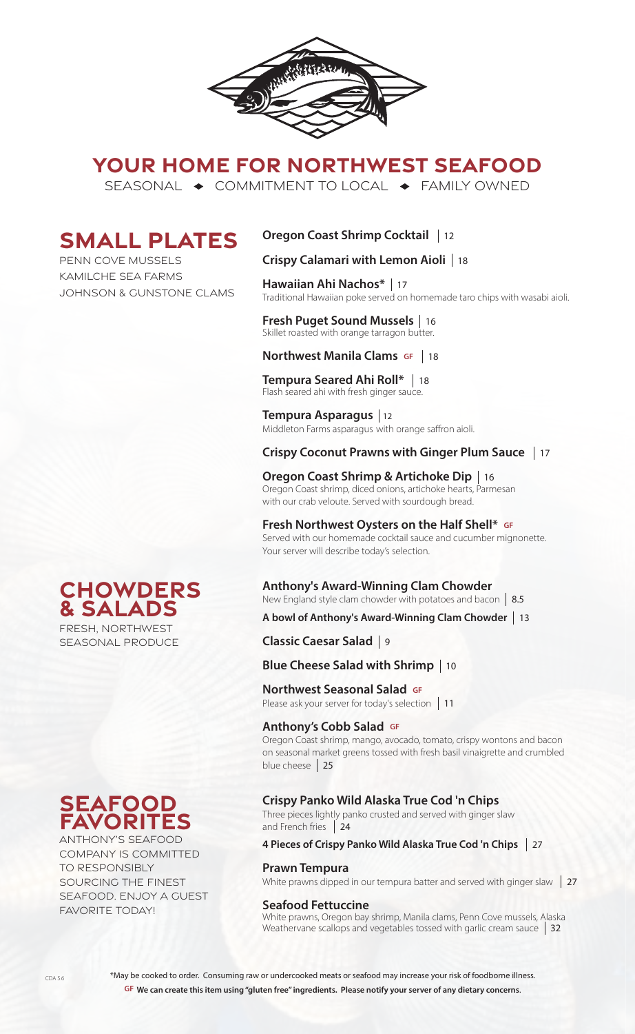# YOUR HOME FOR NORTHWEST SEAFOOD

SEASONAL ◆ COMMITMENT TO LOCAL ◆ FAMILY OWNED

## SMALL PLATES

PENN COVE MUSSELS
KAMILCHE SEA FARMS
JOHNSON & GUNSTONE CLAMS

**Oregon Coast Shrimp Cocktail** | 12

**Crispy Calamari with Lemon Aioli** | 18

**Hawaiian Ahi Nachos*** | 17
Traditional Hawaiian poke served on homemade taro chips with wasabi aioli.

**Fresh Puget Sound Mussels** | 16
Skillet roasted with orange tarragon butter.

**Northwest Manila Clams** GF | 18

**Tempura Seared Ahi Roll*** | 18
Flash seared ahi with fresh ginger sauce.

**Tempura Asparagus** | 12
Middleton Farms asparagus with orange saffron aioli.

**Crispy Coconut Prawns with Ginger Plum Sauce** | 17

**Oregon Coast Shrimp & Artichoke Dip** | 16
Oregon Coast shrimp, diced onions, artichoke hearts, Parmesan with our crab veloute. Served with sourdough bread.

**Fresh Northwest Oysters on the Half Shell*** GF
Served with our homemade cocktail sauce and cucumber mignonette. Your server will describe today's selection.

## CHOWDERS & SALADS

FRESH, NORTHWEST SEASONAL PRODUCE

**Anthony's Award-Winning Clam Chowder**
New England style clam chowder with potatoes and bacon | 8.5

**A bowl of Anthony's Award-Winning Clam Chowder** | 13

**Classic Caesar Salad** | 9

**Blue Cheese Salad with Shrimp** | 10

**Northwest Seasonal Salad** GF
Please ask your server for today's selection | 11

**Anthony's Cobb Salad** GF
Oregon Coast shrimp, mango, avocado, tomato, crispy wontons and bacon on seasonal market greens tossed with fresh basil vinaigrette and crumbled blue cheese | 25

## SEAFOOD FAVORITES

ANTHONY'S SEAFOOD COMPANY IS COMMITTED TO RESPONSIBLY SOURCING THE FINEST SEAFOOD. ENJOY A GUEST FAVORITE TODAY!

**Crispy Panko Wild Alaska True Cod 'n Chips**
Three pieces lightly panko crusted and served with ginger slaw and French fries | 24

**4 Pieces of Crispy Panko Wild Alaska True Cod 'n Chips** | 27

**Prawn Tempura**
White prawns dipped in our tempura batter and served with ginger slaw | 27

**Seafood Fettuccine**
White prawns, Oregon bay shrimp, Manila clams, Penn Cove mussels, Alaska Weathervane scallops and vegetables tossed with garlic cream sauce | 32

CDA 5.6

*May be cooked to order. Consuming raw or undercooked meats or seafood may increase your risk of foodborne illness.

**GF We can create this item using "gluten free" ingredients. Please notify your server of any dietary concerns.**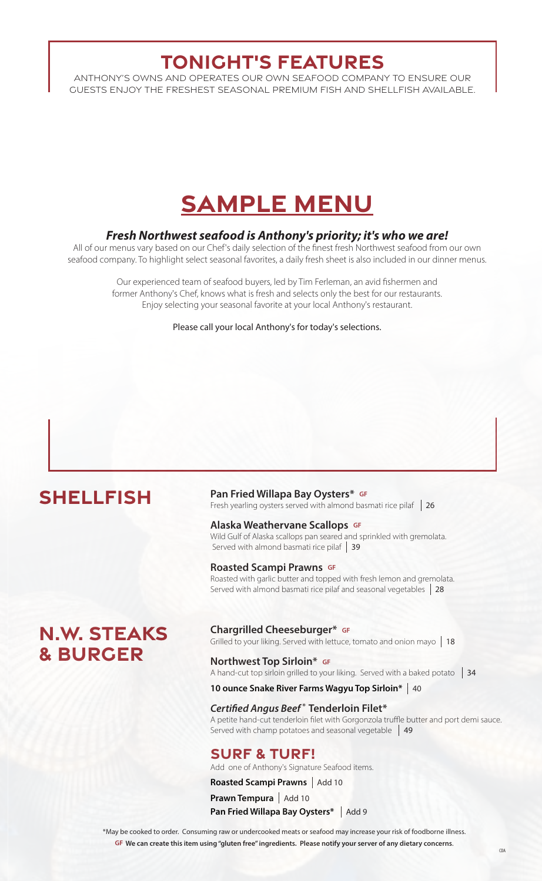# TONIGHT'S FEATURES

ANTHONY'S OWNS AND OPERATES OUR OWN SEAFOOD COMPANY TO ENSURE OUR GUESTS ENJOY THE FRESHEST SEASONAL PREMIUM FISH AND SHELLFISH AVAILABLE.

# SAMPLE MENU

***Fresh Northwest seafood is Anthony's priority; it's who we are!***

All of our menus vary based on our Chef's daily selection of the finest fresh Northwest seafood from our own seafood company. To highlight select seasonal favorites, a daily fresh sheet is also included in our dinner menus.

Our experienced team of seafood buyers, led by Tim Ferleman, an avid fishermen and former Anthony's Chef, knows what is fresh and selects only the best for our restaurants. Enjoy selecting your seasonal favorite at your local Anthony's restaurant.

Please call your local Anthony's for today's selections.

## SHELLFISH

**Pan Fried Willapa Bay Oysters\*** GF
Fresh yearling oysters served with almond basmati rice pilaf | 26

**Alaska Weathervane Scallops** GF
Wild Gulf of Alaska scallops pan seared and sprinkled with gremolata. Served with almond basmati rice pilaf | 39

**Roasted Scampi Prawns** GF
Roasted with garlic butter and topped with fresh lemon and gremolata. Served with almond basmati rice pilaf and seasonal vegetables | 28

## N.W. STEAKS & BURGER

**Chargrilled Cheeseburger\*** GF
Grilled to your liking. Served with lettuce, tomato and onion mayo | 18

**Northwest Top Sirloin\*** GF
A hand-cut top sirloin grilled to your liking. Served with a baked potato | 34

**10 ounce Snake River Farms Wagyu Top Sirloin\*** | 40

***Certified Angus Beef*® Tenderloin Filet\***
A petite hand-cut tenderloin filet with Gorgonzola truffle butter and port demi sauce. Served with champ potatoes and seasonal vegetable | 49

### SURF & TURF!

Add one of Anthony's Signature Seafood items.

**Roasted Scampi Prawns** | Add 10

**Prawn Tempura** | Add 10

**Pan Fried Willapa Bay Oysters\*** | Add 9

\*May be cooked to order. Consuming raw or undercooked meats or seafood may increase your risk of foodborne illness.

**GF We can create this item using "gluten free" ingredients. Please notify your server of any dietary concerns.**

CDA